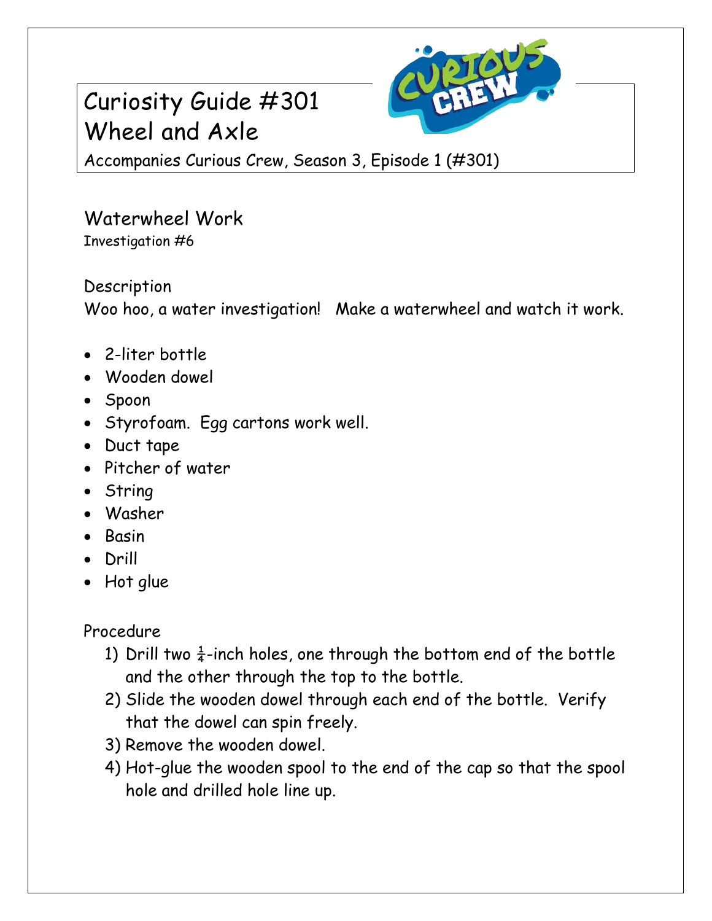# Curiosity Guide #301
# Wheel and Axle

Accompanies Curious Crew, Season 3, Episode 1 (#301)

## Waterwheel Work

Investigation #6

### Description

Woo hoo, a water investigation! Make a waterwheel and watch it work.

- 2-liter bottle
- Wooden dowel
- Spoon
- Styrofoam. Egg cartons work well.
- Duct tape
- Pitcher of water
- String
- Washer
- Basin
- Drill
- Hot glue

### Procedure

1) Drill two ¼-inch holes, one through the bottom end of the bottle and the other through the top to the bottle.
2) Slide the wooden dowel through each end of the bottle. Verify that the dowel can spin freely.
3) Remove the wooden dowel.
4) Hot-glue the wooden spool to the end of the cap so that the spool hole and drilled hole line up.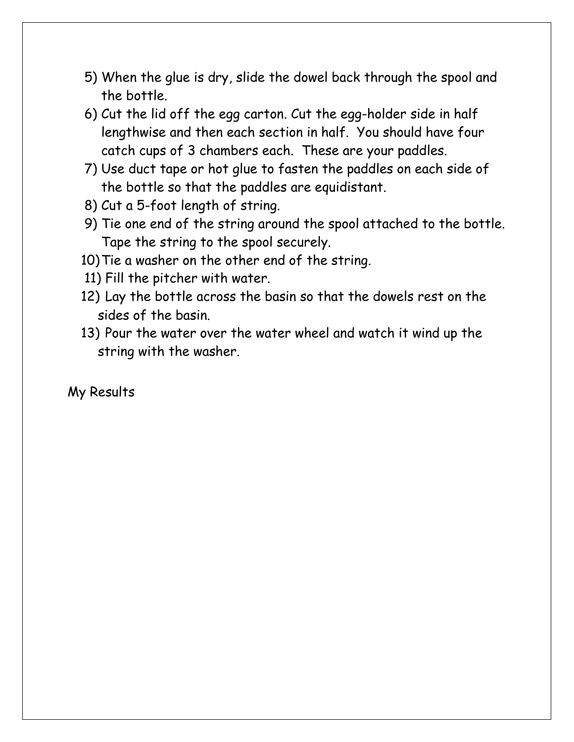5) When the glue is dry, slide the dowel back through the spool and the bottle.
6) Cut the lid off the egg carton. Cut the egg-holder side in half lengthwise and then each section in half. You should have four catch cups of 3 chambers each. These are your paddles.
7) Use duct tape or hot glue to fasten the paddles on each side of the bottle so that the paddles are equidistant.
8) Cut a 5-foot length of string.
9) Tie one end of the string around the spool attached to the bottle. Tape the string to the spool securely.
10) Tie a washer on the other end of the string.
11) Fill the pitcher with water.
12) Lay the bottle across the basin so that the dowels rest on the sides of the basin.
13) Pour the water over the water wheel and watch it wind up the string with the washer.

My Results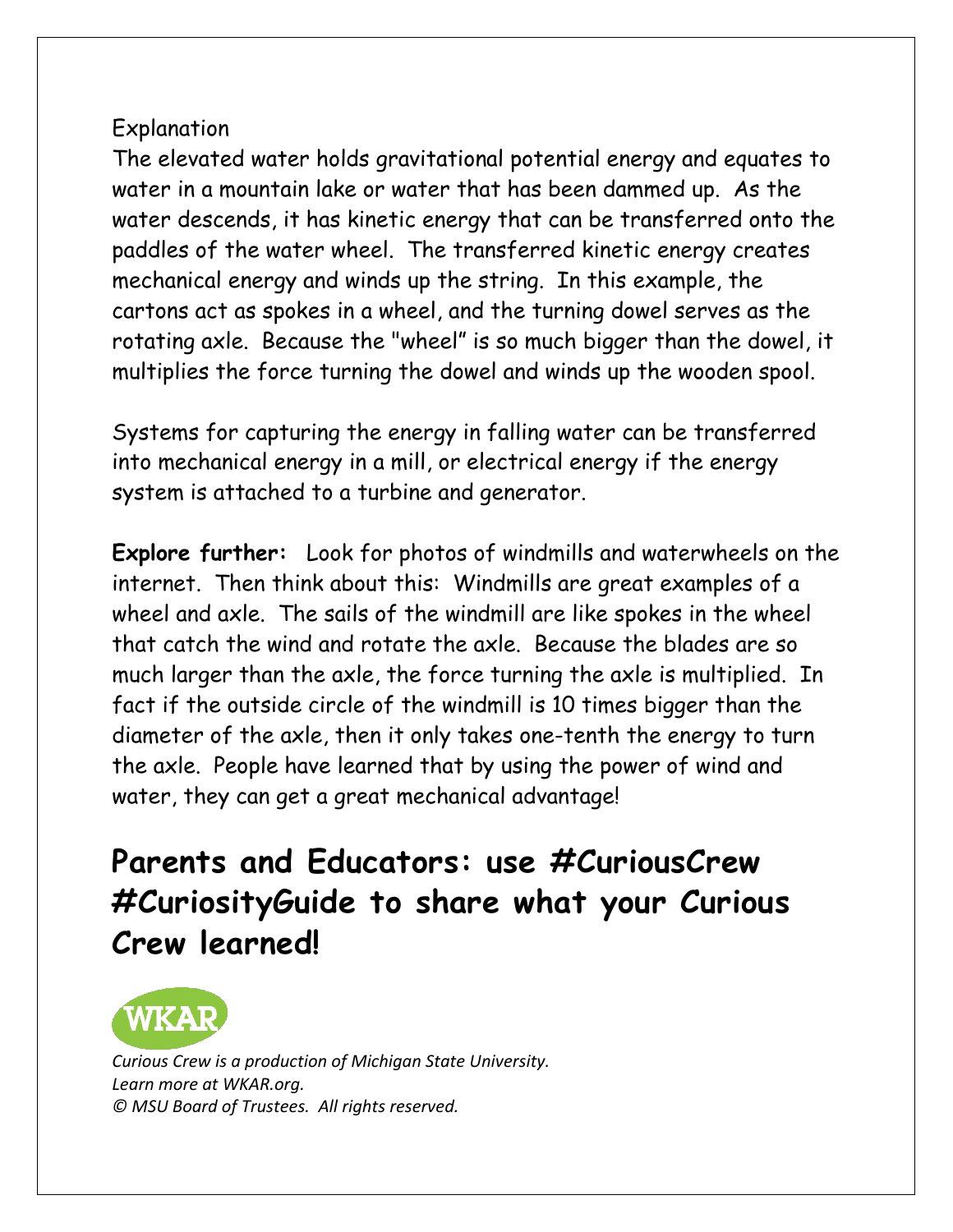Explanation

The elevated water holds gravitational potential energy and equates to water in a mountain lake or water that has been dammed up. As the water descends, it has kinetic energy that can be transferred onto the paddles of the water wheel. The transferred kinetic energy creates mechanical energy and winds up the string. In this example, the cartons act as spokes in a wheel, and the turning dowel serves as the rotating axle. Because the "wheel" is so much bigger than the dowel, it multiplies the force turning the dowel and winds up the wooden spool.

Systems for capturing the energy in falling water can be transferred into mechanical energy in a mill, or electrical energy if the energy system is attached to a turbine and generator.

**Explore further:** Look for photos of windmills and waterwheels on the internet. Then think about this: Windmills are great examples of a wheel and axle. The sails of the windmill are like spokes in the wheel that catch the wind and rotate the axle. Because the blades are so much larger than the axle, the force turning the axle is multiplied. In fact if the outside circle of the windmill is 10 times bigger than the diameter of the axle, then it only takes one-tenth the energy to turn the axle. People have learned that by using the power of wind and water, they can get a great mechanical advantage!

## Parents and Educators: use #CuriousCrew #CuriosityGuide to share what your Curious Crew learned!

WKAR

*Curious Crew is a production of Michigan State University.*
*Learn more at WKAR.org.*
*© MSU Board of Trustees. All rights reserved.*